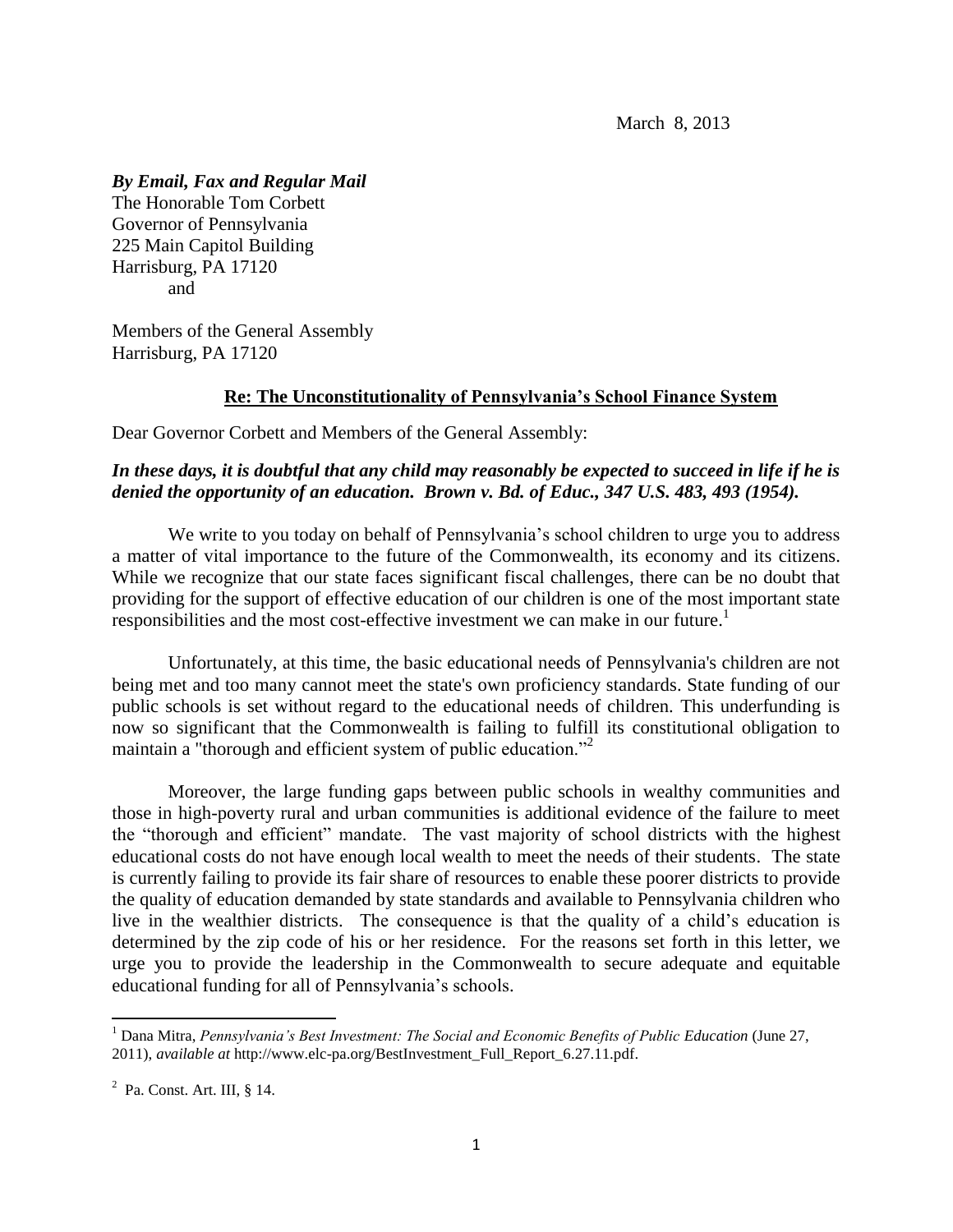March 8, 2013

***By Email, Fax and Regular Mail***
The Honorable Tom Corbett
Governor of Pennsylvania
225 Main Capitol Building
Harrisburg, PA 17120
and

Members of the General Assembly
Harrisburg, PA 17120

**Re: The Unconstitutionality of Pennsylvania's School Finance System**

Dear Governor Corbett and Members of the General Assembly:

***In these days, it is doubtful that any child may reasonably be expected to succeed in life if he is denied the opportunity of an education. Brown v. Bd. of Educ., 347 U.S. 483, 493 (1954).***

We write to you today on behalf of Pennsylvania's school children to urge you to address a matter of vital importance to the future of the Commonwealth, its economy and its citizens. While we recognize that our state faces significant fiscal challenges, there can be no doubt that providing for the support of effective education of our children is one of the most important state responsibilities and the most cost-effective investment we can make in our future.[1]

Unfortunately, at this time, the basic educational needs of Pennsylvania's children are not being met and too many cannot meet the state's own proficiency standards. State funding of our public schools is set without regard to the educational needs of children. This underfunding is now so significant that the Commonwealth is failing to fulfill its constitutional obligation to maintain a "thorough and efficient system of public education."[2]

Moreover, the large funding gaps between public schools in wealthy communities and those in high-poverty rural and urban communities is additional evidence of the failure to meet the "thorough and efficient" mandate. The vast majority of school districts with the highest educational costs do not have enough local wealth to meet the needs of their students. The state is currently failing to provide its fair share of resources to enable these poorer districts to provide the quality of education demanded by state standards and available to Pennsylvania children who live in the wealthier districts. The consequence is that the quality of a child's education is determined by the zip code of his or her residence. For the reasons set forth in this letter, we urge you to provide the leadership in the Commonwealth to secure adequate and equitable educational funding for all of Pennsylvania's schools.

---

[1] Dana Mitra, *Pennsylvania's Best Investment: The Social and Economic Benefits of Public Education* (June 27, 2011), *available at* http://www.elc-pa.org/BestInvestment_Full_Report_6.27.11.pdf.

[2] Pa. Const. Art. III, § 14.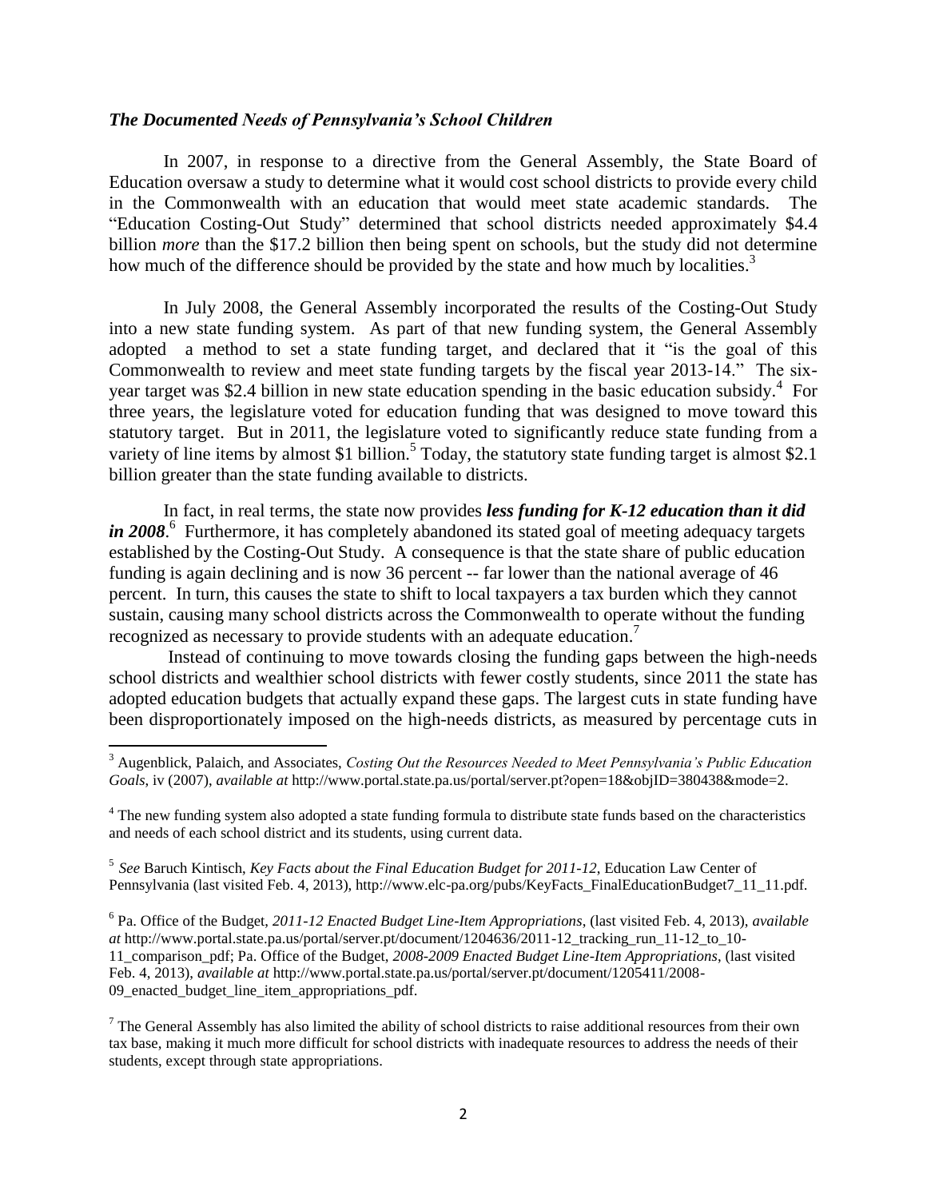***The Documented Needs of Pennsylvania's School Children***

In 2007, in response to a directive from the General Assembly, the State Board of Education oversaw a study to determine what it would cost school districts to provide every child in the Commonwealth with an education that would meet state academic standards. The "Education Costing-Out Study" determined that school districts needed approximately $4.4 billion *more* than the $17.2 billion then being spent on schools, but the study did not determine how much of the difference should be provided by the state and how much by localities.[3]

In July 2008, the General Assembly incorporated the results of the Costing-Out Study into a new state funding system. As part of that new funding system, the General Assembly adopted a method to set a state funding target, and declared that it "is the goal of this Commonwealth to review and meet state funding targets by the fiscal year 2013-14." The six-year target was $2.4 billion in new state education spending in the basic education subsidy.[4] For three years, the legislature voted for education funding that was designed to move toward this statutory target. But in 2011, the legislature voted to significantly reduce state funding from a variety of line items by almost $1 billion.[5] Today, the statutory state funding target is almost $2.1 billion greater than the state funding available to districts.

In fact, in real terms, the state now provides ***less funding for K-12 education than it did in 2008***.[6] Furthermore, it has completely abandoned its stated goal of meeting adequacy targets established by the Costing-Out Study. A consequence is that the state share of public education funding is again declining and is now 36 percent -- far lower than the national average of 46 percent. In turn, this causes the state to shift to local taxpayers a tax burden which they cannot sustain, causing many school districts across the Commonwealth to operate without the funding recognized as necessary to provide students with an adequate education.[7]

Instead of continuing to move towards closing the funding gaps between the high-needs school districts and wealthier school districts with fewer costly students, since 2011 the state has adopted education budgets that actually expand these gaps. The largest cuts in state funding have been disproportionately imposed on the high-needs districts, as measured by percentage cuts in

---

[3] Augenblick, Palaich, and Associates, *Costing Out the Resources Needed to Meet Pennsylvania's Public Education Goals*, iv (2007), *available at* http://www.portal.state.pa.us/portal/server.pt?open=18&objID=380438&mode=2.

[4] The new funding system also adopted a state funding formula to distribute state funds based on the characteristics and needs of each school district and its students, using current data.

[5] *See* Baruch Kintisch, *Key Facts about the Final Education Budget for 2011-12*, Education Law Center of Pennsylvania (last visited Feb. 4, 2013), http://www.elc-pa.org/pubs/KeyFacts_FinalEducationBudget7_11_11.pdf.

[6] Pa. Office of the Budget, *2011-12 Enacted Budget Line-Item Appropriations*, (last visited Feb. 4, 2013), *available at* http://www.portal.state.pa.us/portal/server.pt/document/1204636/2011-12_tracking_run_11-12_to_10-11_comparison_pdf; Pa. Office of the Budget, *2008-2009 Enacted Budget Line-Item Appropriations*, (last visited Feb. 4, 2013), *available at* http://www.portal.state.pa.us/portal/server.pt/document/1205411/2008-09_enacted_budget_line_item_appropriations_pdf.

[7] The General Assembly has also limited the ability of school districts to raise additional resources from their own tax base, making it much more difficult for school districts with inadequate resources to address the needs of their students, except through state appropriations.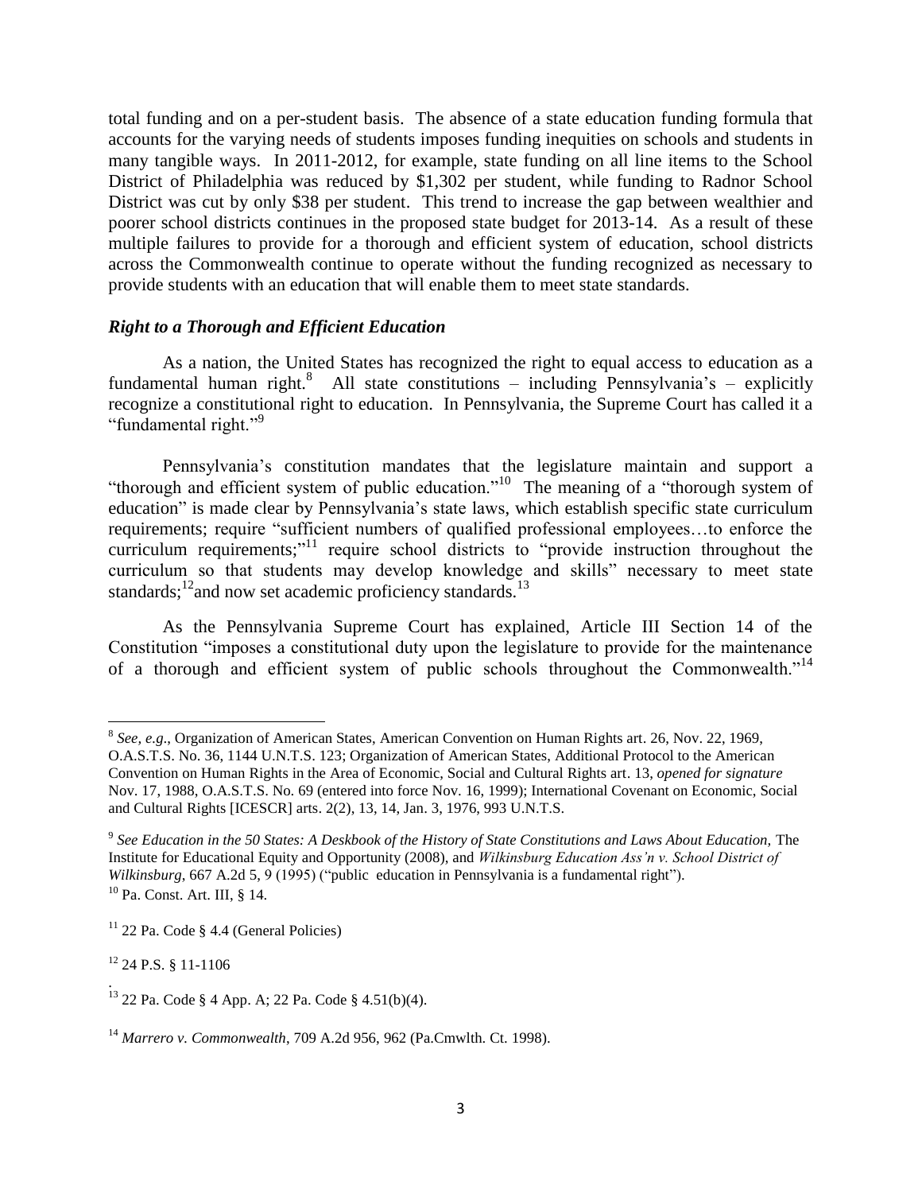total funding and on a per-student basis. The absence of a state education funding formula that accounts for the varying needs of students imposes funding inequities on schools and students in many tangible ways. In 2011-2012, for example, state funding on all line items to the School District of Philadelphia was reduced by $1,302 per student, while funding to Radnor School District was cut by only $38 per student. This trend to increase the gap between wealthier and poorer school districts continues in the proposed state budget for 2013-14. As a result of these multiple failures to provide for a thorough and efficient system of education, school districts across the Commonwealth continue to operate without the funding recognized as necessary to provide students with an education that will enable them to meet state standards.

### *Right to a Thorough and Efficient Education*

As a nation, the United States has recognized the right to equal access to education as a fundamental human right.[8] All state constitutions – including Pennsylvania's – explicitly recognize a constitutional right to education. In Pennsylvania, the Supreme Court has called it a "fundamental right."[9]

Pennsylvania's constitution mandates that the legislature maintain and support a "thorough and efficient system of public education."[10] The meaning of a "thorough system of education" is made clear by Pennsylvania's state laws, which establish specific state curriculum requirements; require "sufficient numbers of qualified professional employees…to enforce the curriculum requirements;"[11] require school districts to "provide instruction throughout the curriculum so that students may develop knowledge and skills" necessary to meet state standards;[12]and now set academic proficiency standards.[13]

As the Pennsylvania Supreme Court has explained, Article III Section 14 of the Constitution "imposes a constitutional duty upon the legislature to provide for the maintenance of a thorough and efficient system of public schools throughout the Commonwealth."[14]

---

[8] *See, e.g*., Organization of American States, American Convention on Human Rights art. 26, Nov. 22, 1969, O.A.S.T.S. No. 36, 1144 U.N.T.S. 123; Organization of American States, Additional Protocol to the American Convention on Human Rights in the Area of Economic, Social and Cultural Rights art. 13, *opened for signature* Nov. 17, 1988, O.A.S.T.S. No. 69 (entered into force Nov. 16, 1999); International Covenant on Economic, Social and Cultural Rights [ICESCR] arts. 2(2), 13, 14, Jan. 3, 1976, 993 U.N.T.S.

[9] *See Education in the 50 States: A Deskbook of the History of State Constitutions and Laws About Education,* The Institute for Educational Equity and Opportunity (2008), and *Wilkinsburg Education Ass'n v. School District of Wilkinsburg*, 667 A.2d 5, 9 (1995) ("public education in Pennsylvania is a fundamental right").

[10] Pa. Const. Art. III, § 14.

[11] 22 Pa. Code § 4.4 (General Policies)

[12] 24 P.S. § 11-1106

[13] 22 Pa. Code § 4 App. A; 22 Pa. Code § 4.51(b)(4).

[14] *Marrero v. Commonwealth*, 709 A.2d 956, 962 (Pa.Cmwlth. Ct. 1998).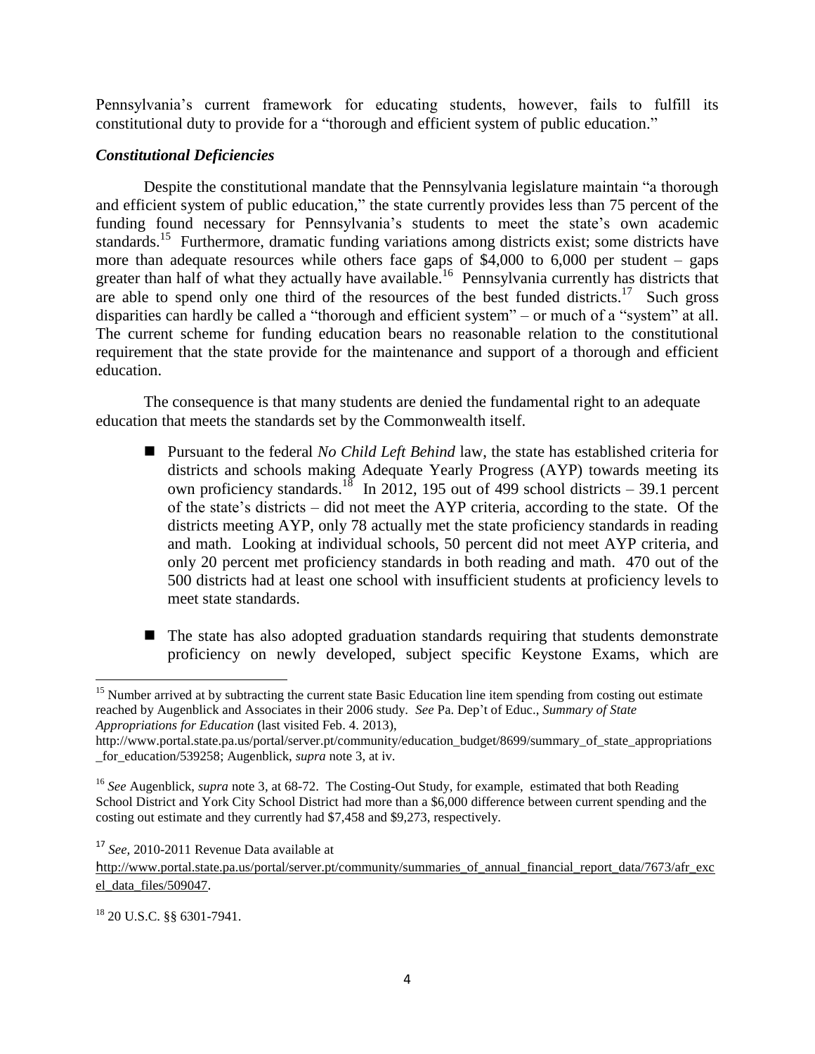Pennsylvania's current framework for educating students, however, fails to fulfill its constitutional duty to provide for a "thorough and efficient system of public education."

### *Constitutional Deficiencies*

Despite the constitutional mandate that the Pennsylvania legislature maintain "a thorough and efficient system of public education," the state currently provides less than 75 percent of the funding found necessary for Pennsylvania's students to meet the state's own academic standards.[15] Furthermore, dramatic funding variations among districts exist; some districts have more than adequate resources while others face gaps of $4,000 to 6,000 per student – gaps greater than half of what they actually have available.[16] Pennsylvania currently has districts that are able to spend only one third of the resources of the best funded districts.[17] Such gross disparities can hardly be called a "thorough and efficient system" – or much of a "system" at all. The current scheme for funding education bears no reasonable relation to the constitutional requirement that the state provide for the maintenance and support of a thorough and efficient education.

The consequence is that many students are denied the fundamental right to an adequate education that meets the standards set by the Commonwealth itself.

- Pursuant to the federal *No Child Left Behind* law, the state has established criteria for districts and schools making Adequate Yearly Progress (AYP) towards meeting its own proficiency standards.[18] In 2012, 195 out of 499 school districts – 39.1 percent of the state's districts – did not meet the AYP criteria, according to the state. Of the districts meeting AYP, only 78 actually met the state proficiency standards in reading and math. Looking at individual schools, 50 percent did not meet AYP criteria, and only 20 percent met proficiency standards in both reading and math. 470 out of the 500 districts had at least one school with insufficient students at proficiency levels to meet state standards.

- The state has also adopted graduation standards requiring that students demonstrate proficiency on newly developed, subject specific Keystone Exams, which are

---

[15] Number arrived at by subtracting the current state Basic Education line item spending from costing out estimate reached by Augenblick and Associates in their 2006 study. *See* Pa. Dep't of Educ., *Summary of State Appropriations for Education* (last visited Feb. 4. 2013), http://www.portal.state.pa.us/portal/server.pt/community/education_budget/8699/summary_of_state_appropriations_for_education/539258; Augenblick, *supra* note 3, at iv.

[16] *See* Augenblick, *supra* note 3, at 68-72. The Costing-Out Study, for example, estimated that both Reading School District and York City School District had more than a $6,000 difference between current spending and the costing out estimate and they currently had $7,458 and $9,273, respectively.

[17] *See,* 2010-2011 Revenue Data available at http://www.portal.state.pa.us/portal/server.pt/community/summaries_of_annual_financial_report_data/7673/afr_excel_data_files/509047.

[18] 20 U.S.C. §§ 6301-7941.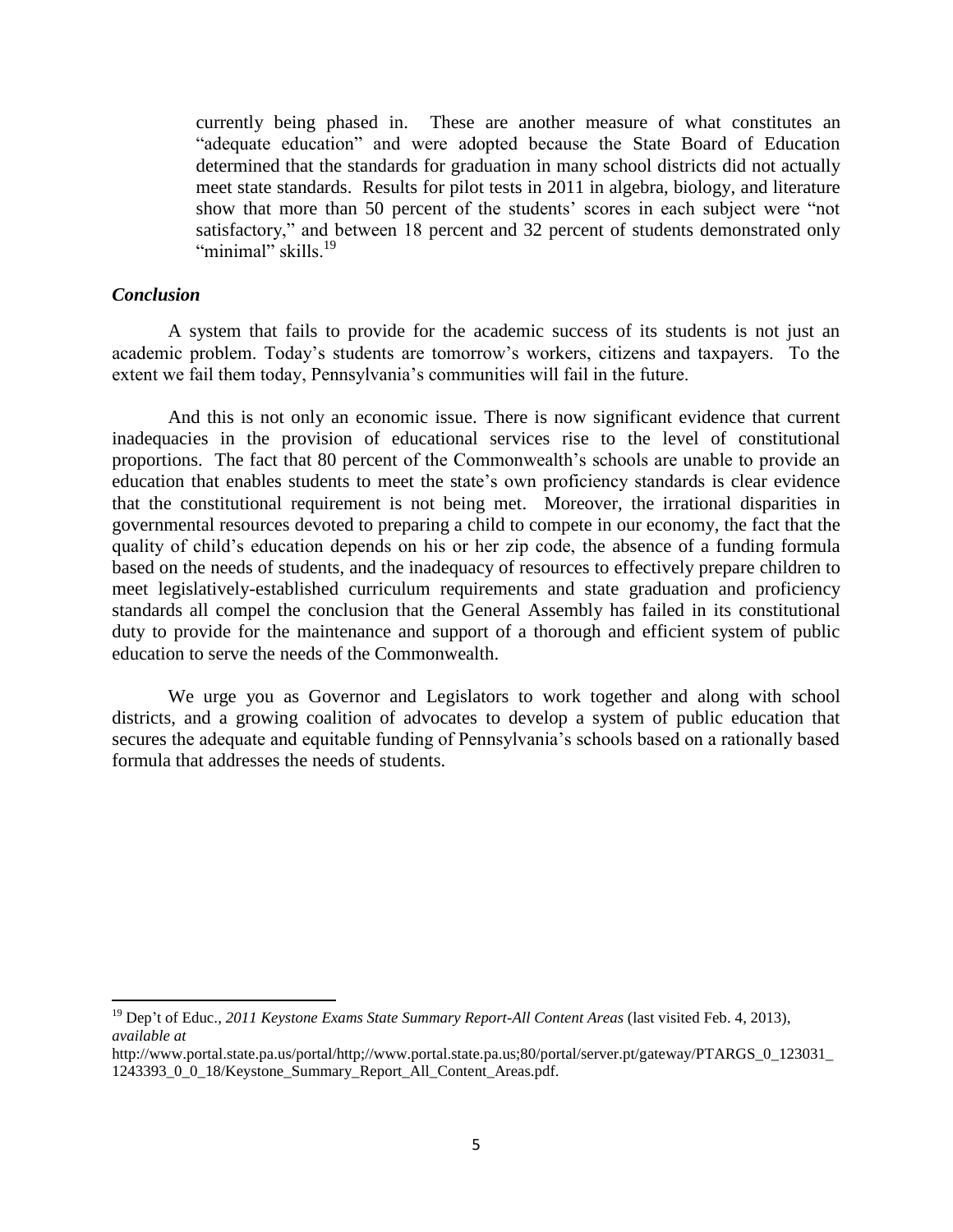currently being phased in. These are another measure of what constitutes an "adequate education" and were adopted because the State Board of Education determined that the standards for graduation in many school districts did not actually meet state standards. Results for pilot tests in 2011 in algebra, biology, and literature show that more than 50 percent of the students' scores in each subject were "not satisfactory," and between 18 percent and 32 percent of students demonstrated only "minimal" skills.[19]

### *Conclusion*

A system that fails to provide for the academic success of its students is not just an academic problem. Today's students are tomorrow's workers, citizens and taxpayers. To the extent we fail them today, Pennsylvania's communities will fail in the future.

And this is not only an economic issue. There is now significant evidence that current inadequacies in the provision of educational services rise to the level of constitutional proportions. The fact that 80 percent of the Commonwealth's schools are unable to provide an education that enables students to meet the state's own proficiency standards is clear evidence that the constitutional requirement is not being met. Moreover, the irrational disparities in governmental resources devoted to preparing a child to compete in our economy, the fact that the quality of child's education depends on his or her zip code, the absence of a funding formula based on the needs of students, and the inadequacy of resources to effectively prepare children to meet legislatively-established curriculum requirements and state graduation and proficiency standards all compel the conclusion that the General Assembly has failed in its constitutional duty to provide for the maintenance and support of a thorough and efficient system of public education to serve the needs of the Commonwealth.

We urge you as Governor and Legislators to work together and along with school districts, and a growing coalition of advocates to develop a system of public education that secures the adequate and equitable funding of Pennsylvania's schools based on a rationally based formula that addresses the needs of students.

---

[19] Dep't of Educ., *2011 Keystone Exams State Summary Report-All Content Areas* (last visited Feb. 4, 2013), *available at* http://www.portal.state.pa.us/portal/http;//www.portal.state.pa.us;80/portal/server.pt/gateway/PTARGS_0_123031_1243393_0_0_18/Keystone_Summary_Report_All_Content_Areas.pdf.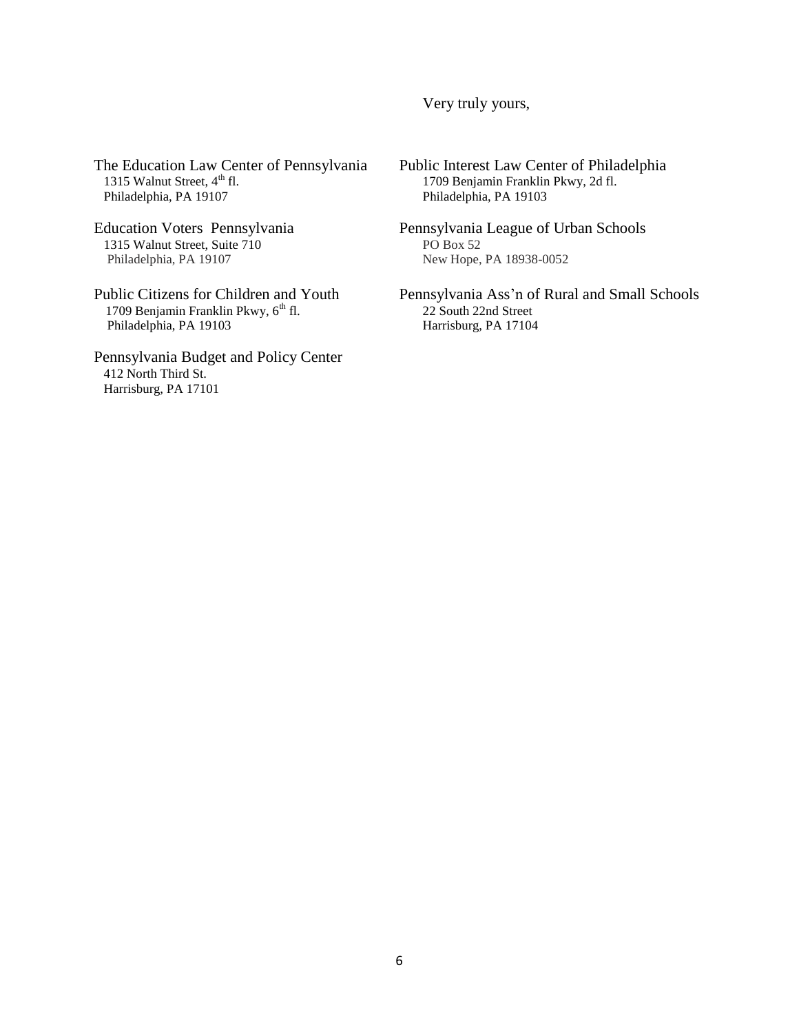Very truly yours,

The Education Law Center of Pennsylvania
1315 Walnut Street, 4th fl.
Philadelphia, PA 19107

Education Voters Pennsylvania
1315 Walnut Street, Suite 710
Philadelphia, PA 19107

Public Citizens for Children and Youth
1709 Benjamin Franklin Pkwy, 6th fl.
Philadelphia, PA 19103

Pennsylvania Budget and Policy Center
412 North Third St.
Harrisburg, PA 17101

Public Interest Law Center of Philadelphia
1709 Benjamin Franklin Pkwy, 2d fl.
Philadelphia, PA 19103

Pennsylvania League of Urban Schools
PO Box 52
New Hope, PA 18938-0052

Pennsylvania Ass'n of Rural and Small Schools
22 South 22nd Street
Harrisburg, PA 17104